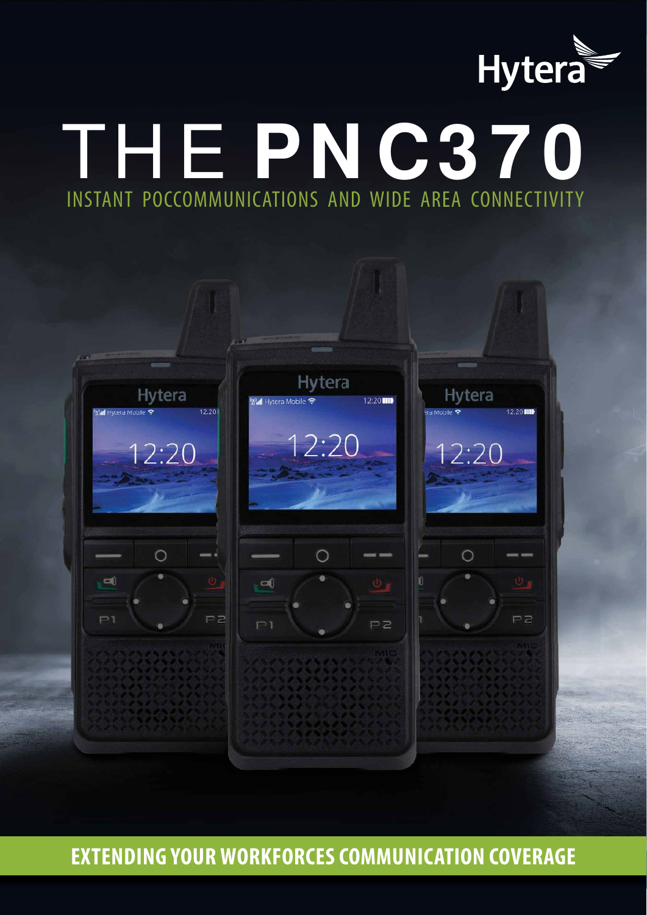Hytera

# THE **PNC370**

INSTANT POCCOMMUNICATIONS AND WIDE AREA CONNECTIVITY

**EXTENDING YOUR WORKFORCES COMMUNICATION COVERAGE**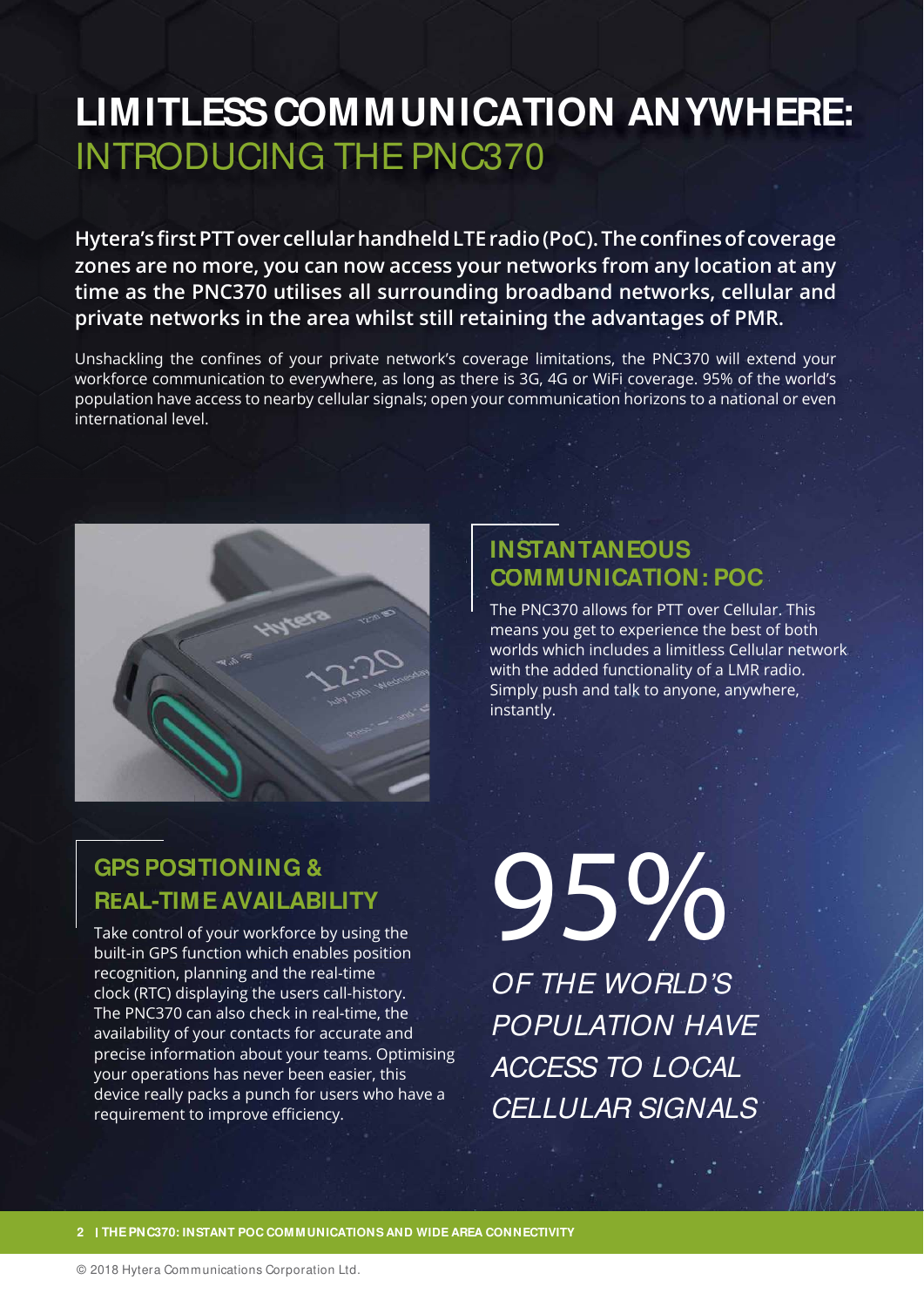# LIMITLESS COMMUNICATION ANYWHERE: INTRODUCING THE PNC370

**Hytera's first PTT over cellular handheld LTE radio (PoC). The confines of coverage zones are no more, you can now access your networks from any location at any time as the PNC370 utilises all surrounding broadband networks, cellular and private networks in the area whilst still retaining the advantages of PMR.**

Unshackling the confines of your private network's coverage limitations, the PNC370 will extend your workforce communication to everywhere, as long as there is 3G, 4G or WiFi coverage. 95% of the world's population have access to nearby cellular signals; open your communication horizons to a national or even international level.

## INSTANTANEOUS COMMUNICATION: POC

The PNC370 allows for PTT over Cellular. This means you get to experience the best of both worlds which includes a limitless Cellular network with the added functionality of a LMR radio. Simply push and talk to anyone, anywhere, instantly.

## GPS POSITIONING & REAL-TIME AVAILABILITY

Take control of your workforce by using the built-in GPS function which enables position recognition, planning and the real-time clock (RTC) displaying the users call-history. The PNC370 can also check in real-time, the availability of your contacts for accurate and precise information about your teams. Optimising your operations has never been easier, this device really packs a punch for users who have a requirement to improve efficiency.

95%

*OF THE WORLD'S POPULATION HAVE ACCESS TO LOCAL CELLULAR SIGNALS*

© 2018 Hytera Communications Corporation Ltd.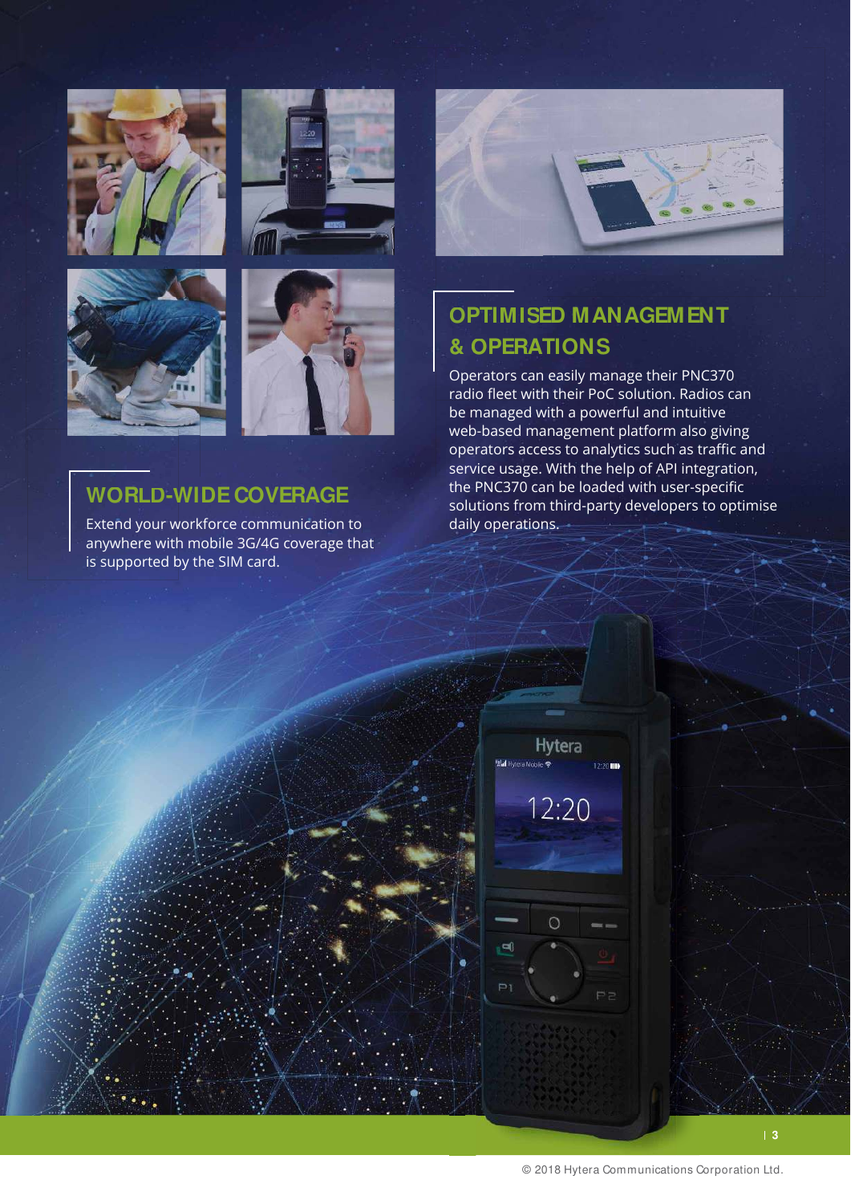## OPTIMISED MANAGEMENT & OPERATIONS

Operators can easily manage their PNC370 radio fleet with their PoC solution. Radios can be managed with a powerful and intuitive web-based management platform also giving operators access to analytics such as traffic and service usage. With the help of API integration, the PNC370 can be loaded with user-specific solutions from third-party developers to optimise daily operations.

## WORLD-WIDE COVERAGE

Extend your workforce communication to anywhere with mobile 3G/4G coverage that is supported by the SIM card.

© 2018 Hytera Communications Corporation Ltd.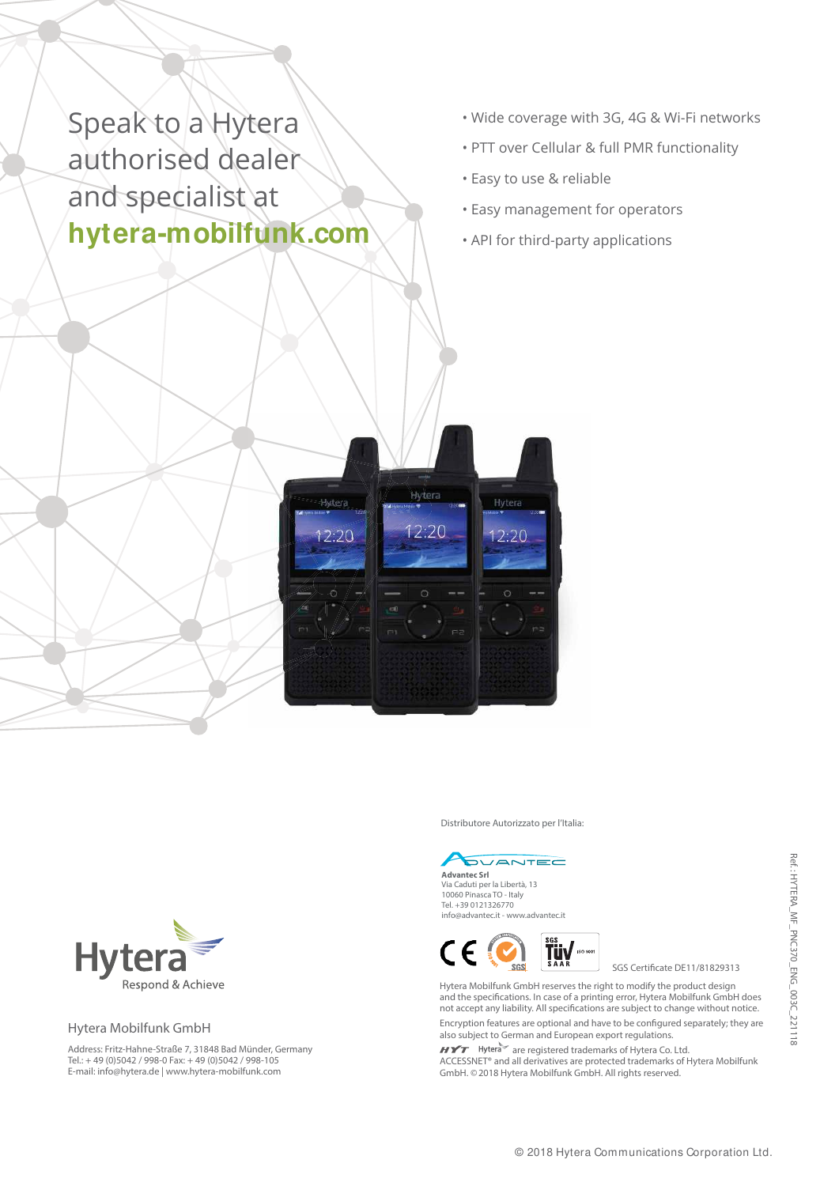Speak to a Hytera authorised dealer and specialist at **hytera-mobilfunk.com**

- Wide coverage with 3G, 4G & Wi-Fi networks
- PTT over Cellular & full PMR functionality
- Easy to use & reliable
- Easy management for operators
- API for third-party applications

Distributore Autorizzato per l'Italia:

**Advantec Srl**
Via Caduti per la Libertà, 13
10060 Pinasca TO - Italy
Tel. +39 0121326770
info@advantec.it - www.advantec.it

SGS Certificate DE11/81829313

Hytera Mobilfunk GmbH reserves the right to modify the product design and the specifications. In case of a printing error, Hytera Mobilfunk GmbH does not accept any liability. All specifications are subject to change without notice.

Encryption features are optional and have to be configured separately; they are also subject to German and European export regulations.

HYT Hytera are registered trademarks of Hytera Co. Ltd.
ACCESSNET® and all derivatives are protected trademarks of Hytera Mobilfunk GmbH. © 2018 Hytera Mobilfunk GmbH. All rights reserved.

Hytera
Respond & Achieve

Hytera Mobilfunk GmbH

Address: Fritz-Hahne-Straße 7, 31848 Bad Münder, Germany
Tel.: + 49 (0)5042 / 998-0 Fax: + 49 (0)5042 / 998-105
E-mail: info@hytera.de | www.hytera-mobilfunk.com

Ref.: HYTERA_MF_PNC370_ENG_003C_221118

© 2018 Hytera Communications Corporation Ltd.